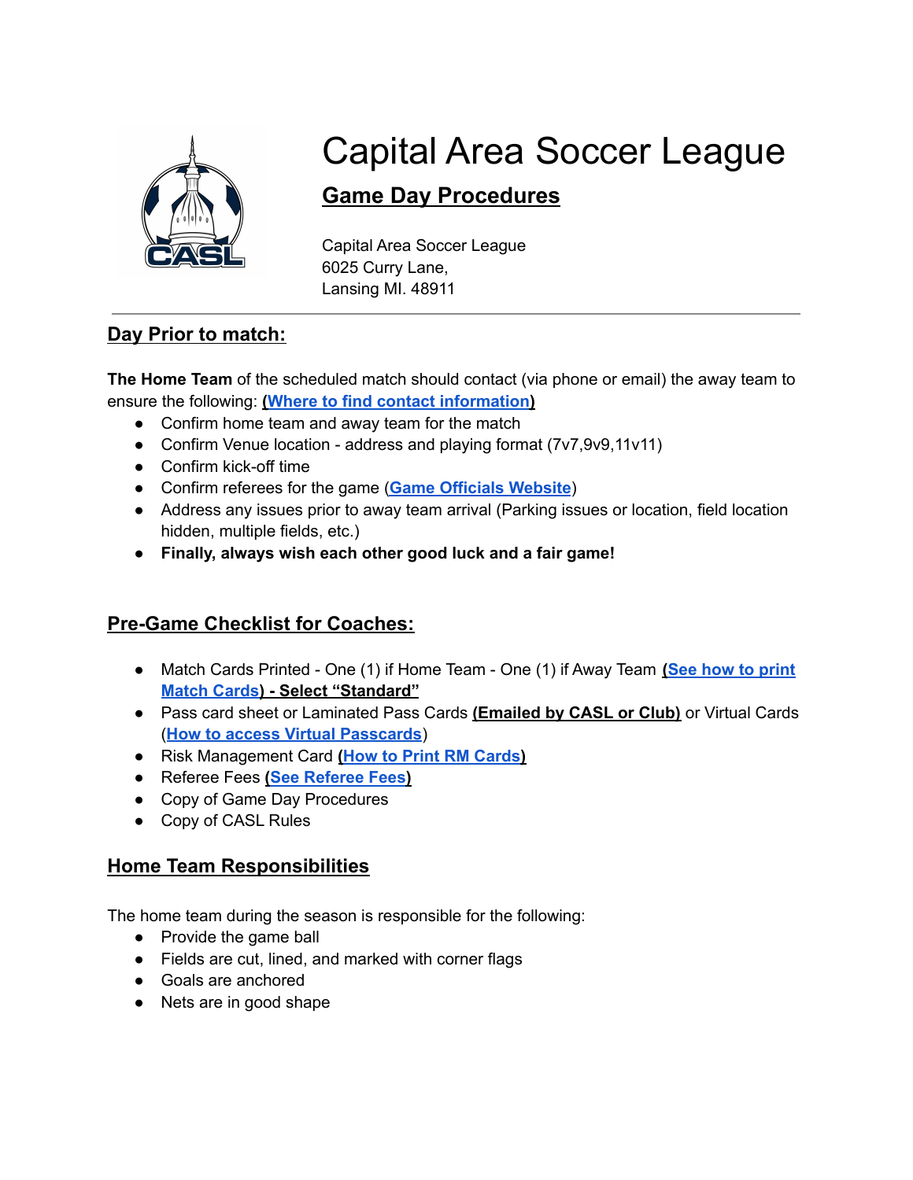# Capital Area Soccer League

## Game Day Procedures

Capital Area Soccer League
6025 Curry Lane,
Lansing MI. 48911

---

## Day Prior to match:

**The Home Team** of the scheduled match should contact (via phone or email) the away team to ensure the following: **(Where to find contact information)**

- Confirm home team and away team for the match
- Confirm Venue location - address and playing format (7v7,9v9,11v11)
- Confirm kick-off time
- Confirm referees for the game (**Game Officials Website**)
- Address any issues prior to away team arrival (Parking issues or location, field location hidden, multiple fields, etc.)
- **Finally, always wish each other good luck and a fair game!**

## Pre-Game Checklist for Coaches:

- Match Cards Printed - One (1) if Home Team - One (1) if Away Team **(See how to print Match Cards) - Select "Standard"**
- Pass card sheet or Laminated Pass Cards **(Emailed by CASL or Club)** or Virtual Cards (**How to access Virtual Passcards**)
- Risk Management Card **(How to Print RM Cards)**
- Referee Fees **(See Referee Fees)**
- Copy of Game Day Procedures
- Copy of CASL Rules

## Home Team Responsibilities

The home team during the season is responsible for the following:

- Provide the game ball
- Fields are cut, lined, and marked with corner flags
- Goals are anchored
- Nets are in good shape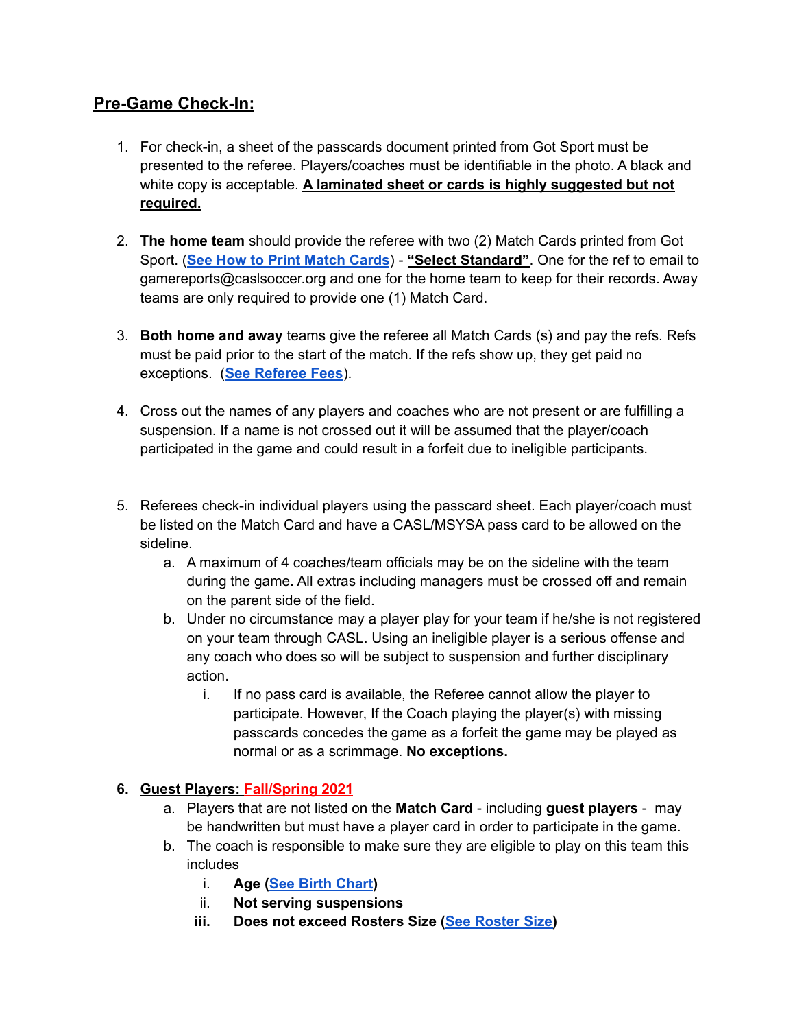## Pre-Game Check-In:

1. For check-in, a sheet of the passcards document printed from Got Sport must be presented to the referee. Players/coaches must be identifiable in the photo. A black and white copy is acceptable. **A laminated sheet or cards is highly suggested but not required.**

2. **The home team** should provide the referee with two (2) Match Cards printed from Got Sport. (**See How to Print Match Cards**) - **"Select Standard"**. One for the ref to email to gamereports@caslsoccer.org and one for the home team to keep for their records. Away teams are only required to provide one (1) Match Card.

3. **Both home and away** teams give the referee all Match Cards (s) and pay the refs. Refs must be paid prior to the start of the match. If the refs show up, they get paid no exceptions. (**See Referee Fees**).

4. Cross out the names of any players and coaches who are not present or are fulfilling a suspension. If a name is not crossed out it will be assumed that the player/coach participated in the game and could result in a forfeit due to ineligible participants.

5. Referees check-in individual players using the passcard sheet. Each player/coach must be listed on the Match Card and have a CASL/MSYSA pass card to be allowed on the sideline.
   a. A maximum of 4 coaches/team officials may be on the sideline with the team during the game. All extras including managers must be crossed off and remain on the parent side of the field.
   b. Under no circumstance may a player play for your team if he/she is not registered on your team through CASL. Using an ineligible player is a serious offense and any coach who does so will be subject to suspension and further disciplinary action.
      i. If no pass card is available, the Referee cannot allow the player to participate. However, If the Coach playing the player(s) with missing passcards concedes the game as a forfeit the game may be played as normal or as a scrimmage. **No exceptions.**

6. **Guest Players: Fall/Spring 2021**
   a. Players that are not listed on the **Match Card** - including **guest players** - may be handwritten but must have a player card in order to participate in the game.
   b. The coach is responsible to make sure they are eligible to play on this team this includes
      i. **Age (See Birth Chart)**
      ii. **Not serving suspensions**
      iii. **Does not exceed Rosters Size (See Roster Size)**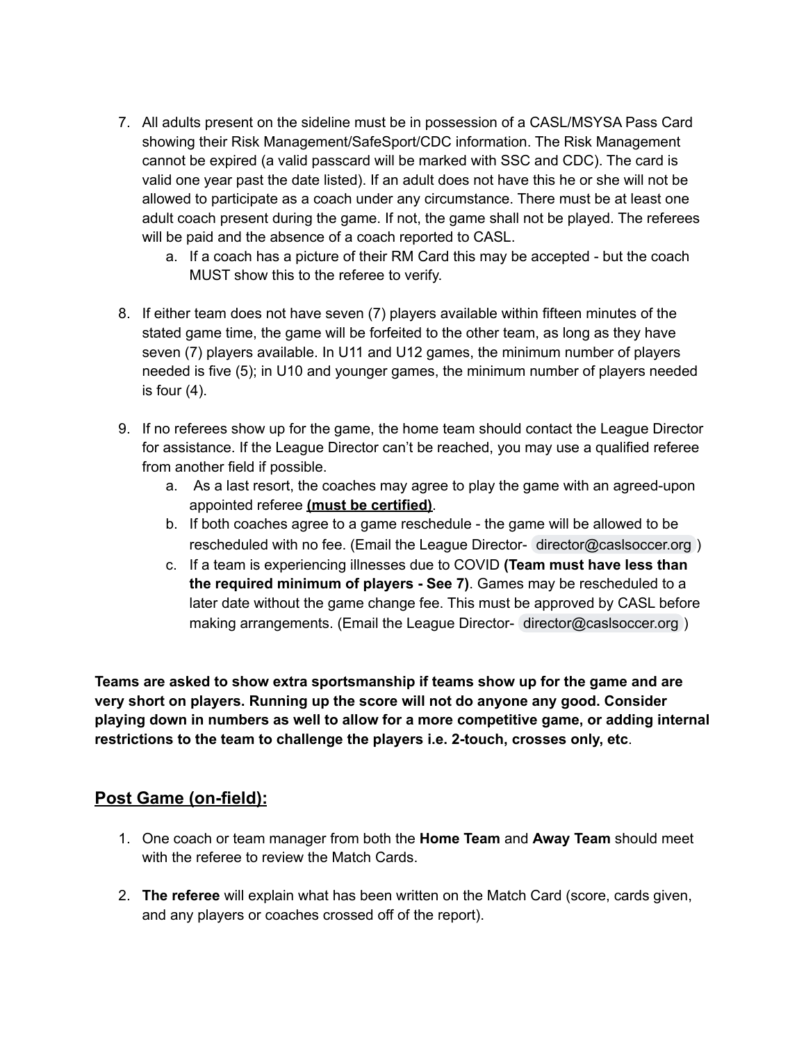7. All adults present on the sideline must be in possession of a CASL/MSYSA Pass Card showing their Risk Management/SafeSport/CDC information. The Risk Management cannot be expired (a valid passcard will be marked with SSC and CDC). The card is valid one year past the date listed). If an adult does not have this he or she will not be allowed to participate as a coach under any circumstance. There must be at least one adult coach present during the game. If not, the game shall not be played. The referees will be paid and the absence of a coach reported to CASL.
    a. If a coach has a picture of their RM Card this may be accepted - but the coach MUST show this to the referee to verify.

8. If either team does not have seven (7) players available within fifteen minutes of the stated game time, the game will be forfeited to the other team, as long as they have seven (7) players available. In U11 and U12 games, the minimum number of players needed is five (5); in U10 and younger games, the minimum number of players needed is four (4).

9. If no referees show up for the game, the home team should contact the League Director for assistance. If the League Director can't be reached, you may use a qualified referee from another field if possible.
    a. As a last resort, the coaches may agree to play the game with an agreed-upon appointed referee **<u>(must be certified)</u>**.
    b. If both coaches agree to a game reschedule - the game will be allowed to be rescheduled with no fee. (Email the League Director- director@caslsoccer.org )
    c. If a team is experiencing illnesses due to COVID **(Team must have less than the required minimum of players - See 7)**. Games may be rescheduled to a later date without the game change fee. This must be approved by CASL before making arrangements. (Email the League Director- director@caslsoccer.org )

**Teams are asked to show extra sportsmanship if teams show up for the game and are very short on players. Running up the score will not do anyone any good. Consider playing down in numbers as well to allow for a more competitive game, or adding internal restrictions to the team to challenge the players i.e. 2-touch, crosses only, etc**.

## <u>Post Game (on-field):</u>

1. One coach or team manager from both the **Home Team** and **Away Team** should meet with the referee to review the Match Cards.

2. **The referee** will explain what has been written on the Match Card (score, cards given, and any players or coaches crossed off of the report).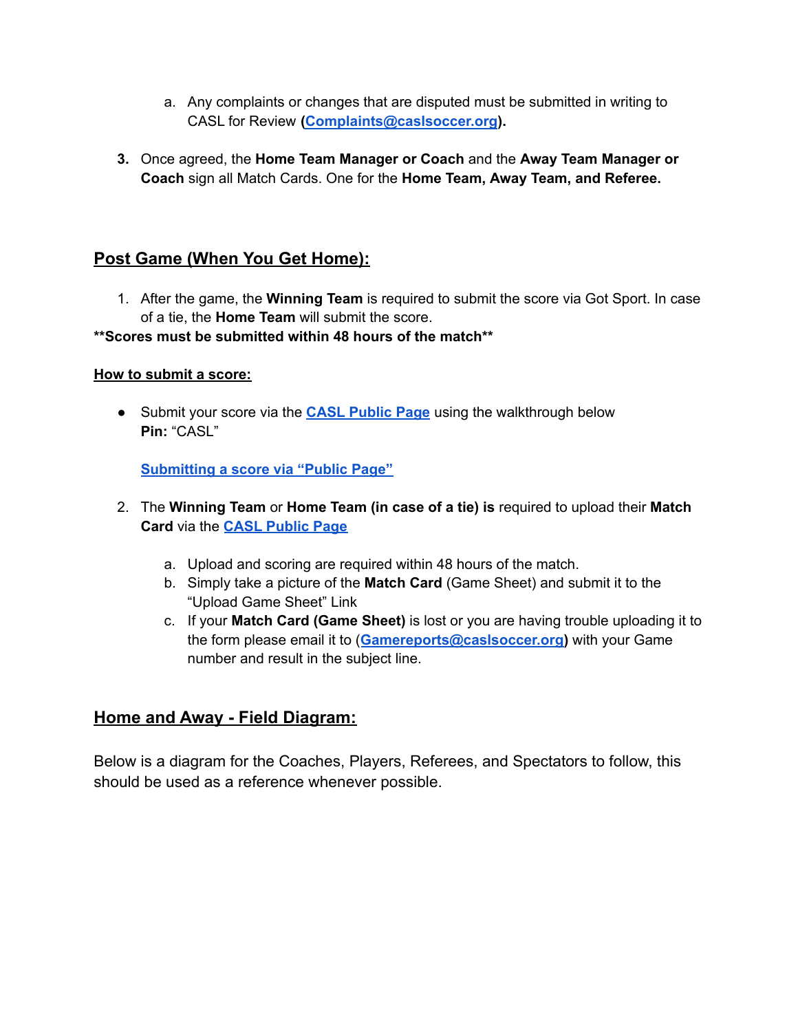a. Any complaints or changes that are disputed must be submitted in writing to CASL for Review **(Complaints@caslsoccer.org).**

3. Once agreed, the **Home Team Manager or Coach** and the **Away Team Manager or Coach** sign all Match Cards. One for the **Home Team, Away Team, and Referee.**

## Post Game (When You Get Home):

1. After the game, the **Winning Team** is required to submit the score via Got Sport. In case of a tie, the **Home Team** will submit the score.

**\*\*Scores must be submitted within 48 hours of the match\*\***

**How to submit a score:**

- Submit your score via the **CASL Public Page** using the walkthrough below
  **Pin:** "CASL"

  **Submitting a score via "Public Page"**

2. The **Winning Team** or **Home Team (in case of a tie) is** required to upload their **Match Card** via the **CASL Public Page**

   a. Upload and scoring are required within 48 hours of the match.
   b. Simply take a picture of the **Match Card** (Game Sheet) and submit it to the "Upload Game Sheet" Link
   c. If your **Match Card (Game Sheet)** is lost or you are having trouble uploading it to the form please email it to (**Gamereports@caslsoccer.org**) with your Game number and result in the subject line.

## Home and Away - Field Diagram:

Below is a diagram for the Coaches, Players, Referees, and Spectators to follow, this should be used as a reference whenever possible.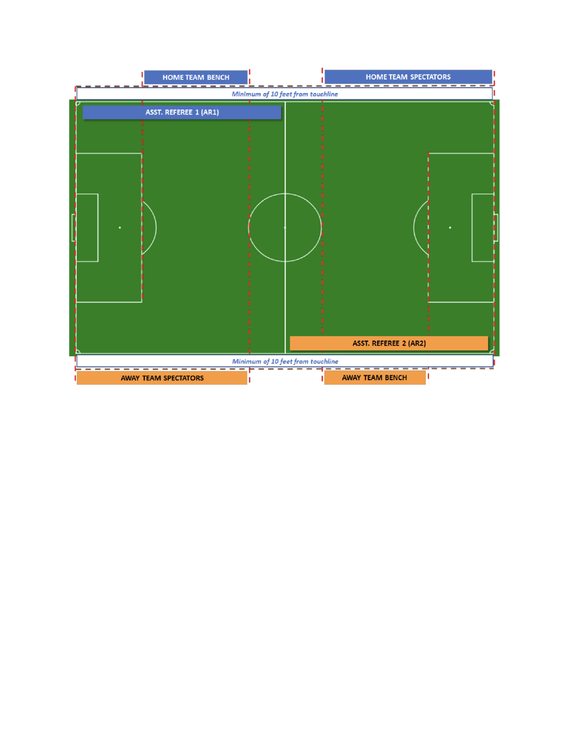HOME TEAM BENCH

HOME TEAM SPECTATORS

*Minimum of 10 feet from touchline*

ASST. REFEREE 1 (AR1)

ASST. REFEREE 2 (AR2)

*Minimum of 10 feet from touchline*

AWAY TEAM SPECTATORS

AWAY TEAM BENCH